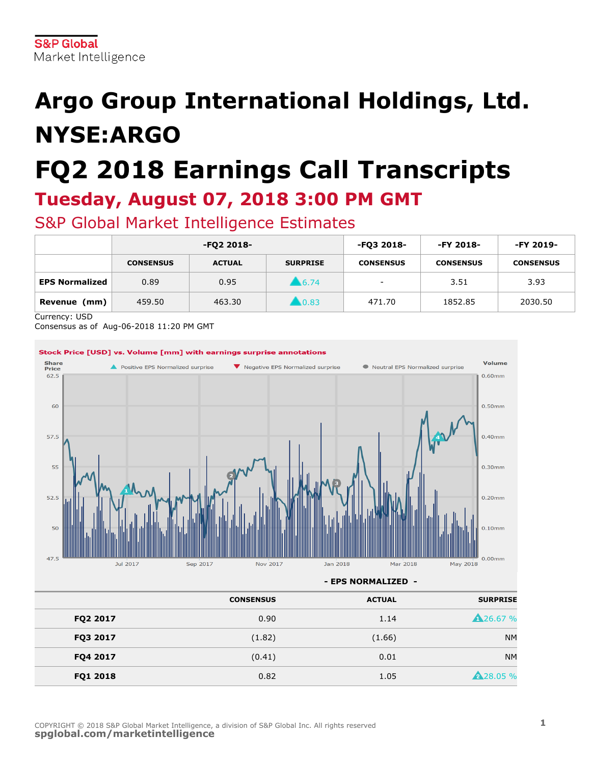S&P Global
Market Intelligence

# Argo Group International Holdings, Ltd. NYSE:ARGO

# FQ2 2018 Earnings Call Transcripts

## Tuesday, August 07, 2018 3:00 PM GMT

## S&P Global Market Intelligence Estimates

| | -FQ2 2018- | | | -FQ3 2018- | -FY 2018- | -FY 2019- |
|---|---|---|---|---|---|---|
| | CONSENSUS | ACTUAL | SURPRISE | CONSENSUS | CONSENSUS | CONSENSUS |
| **EPS Normalized** | 0.89 | 0.95 | ▲6.74 | - | 3.51 | 3.93 |
| **Revenue (mm)** | 459.50 | 463.30 | ▲0.83 | 471.70 | 1852.85 | 2030.50 |

Currency: USD
Consensus as of Aug-06-2018 11:20 PM GMT

**Stock Price [USD] vs. Volume [mm] with earnings surprise annotations**

Share Price | ▲ Positive EPS Normalized surprise | ▼ Negative EPS Normalized surprise | ● Neutral EPS Normalized surprise | Volume

**- EPS NORMALIZED -**

| | CONSENSUS | ACTUAL | SURPRISE |
|---|---|---|---|
| **FQ2 2017** | 0.90 | 1.14 | ▲26.67 % |
| **FQ3 2017** | (1.82) | (1.66) | NM |
| **FQ4 2017** | (0.41) | 0.01 | NM |
| **FQ1 2018** | 0.82 | 1.05 | ▲28.05 % |

COPYRIGHT © 2018 S&P Global Market Intelligence, a division of S&P Global Inc. All rights reserved
spglobal.com/marketintelligence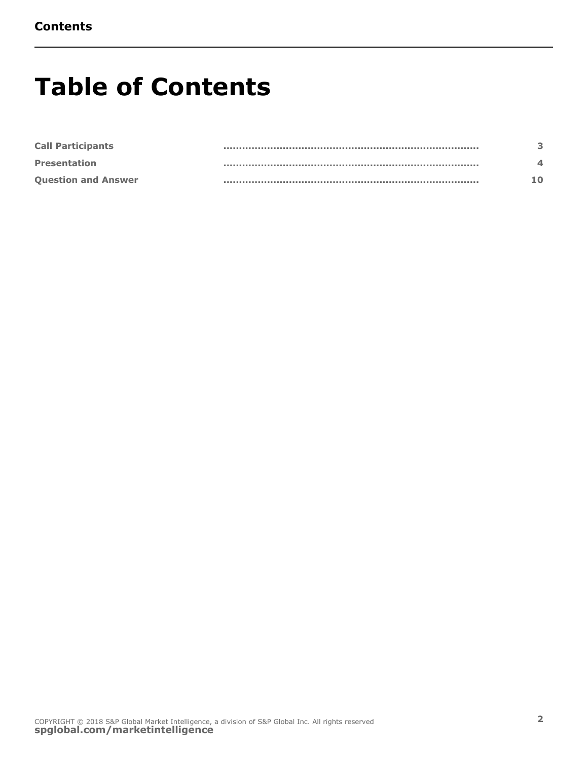# Table of Contents

| | | |
|---|---|---|
| Call Participants | .................................................................................. | 3 |
| Presentation | .................................................................................. | 4 |
| Question and Answer | .................................................................................. | 10 |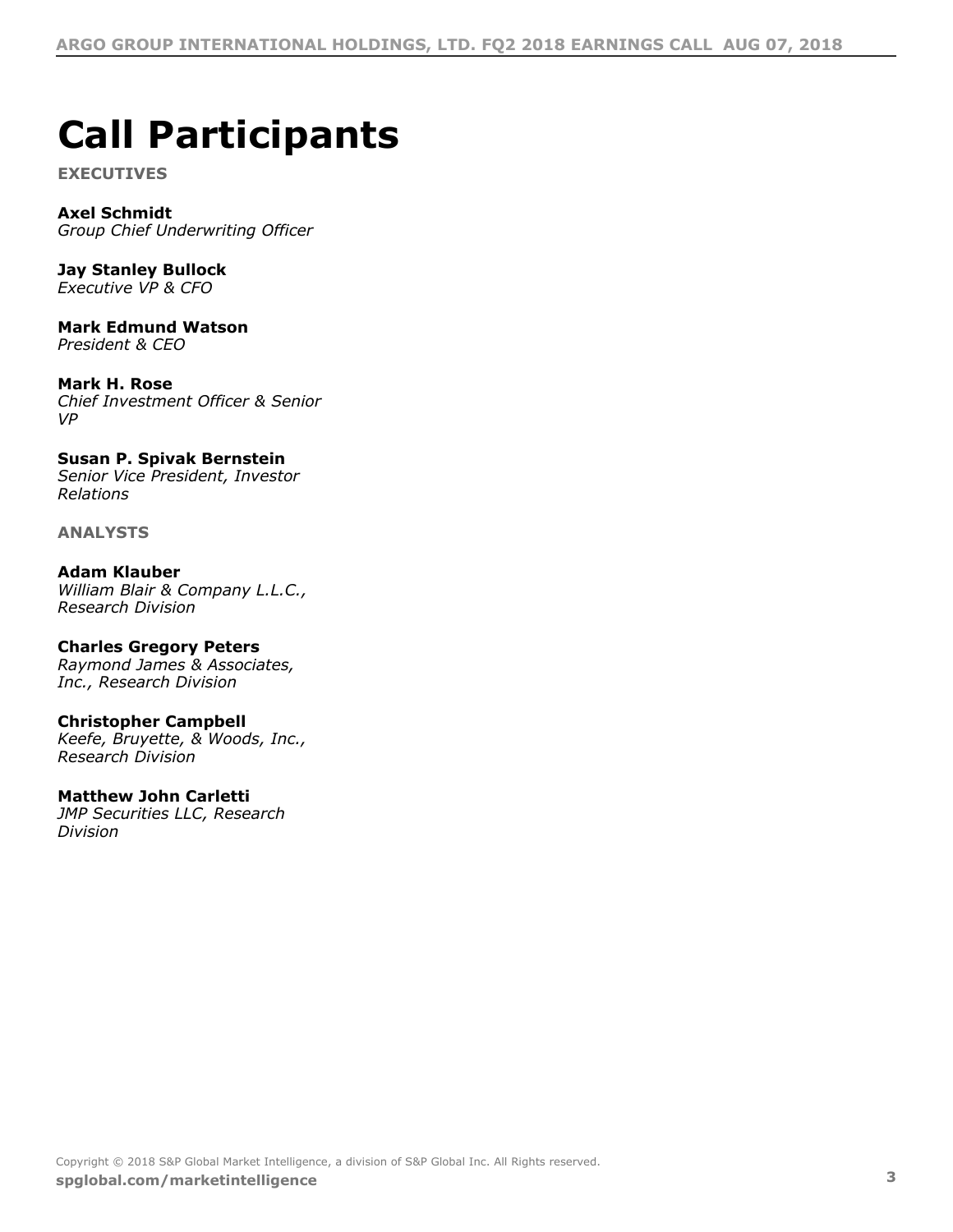# Call Participants

**EXECUTIVES**

**Axel Schmidt**
*Group Chief Underwriting Officer*

**Jay Stanley Bullock**
*Executive VP & CFO*

**Mark Edmund Watson**
*President & CEO*

**Mark H. Rose**
*Chief Investment Officer & Senior VP*

**Susan P. Spivak Bernstein**
*Senior Vice President, Investor Relations*

**ANALYSTS**

**Adam Klauber**
*William Blair & Company L.L.C., Research Division*

**Charles Gregory Peters**
*Raymond James & Associates, Inc., Research Division*

**Christopher Campbell**
*Keefe, Bruyette, & Woods, Inc., Research Division*

**Matthew John Carletti**
*JMP Securities LLC, Research Division*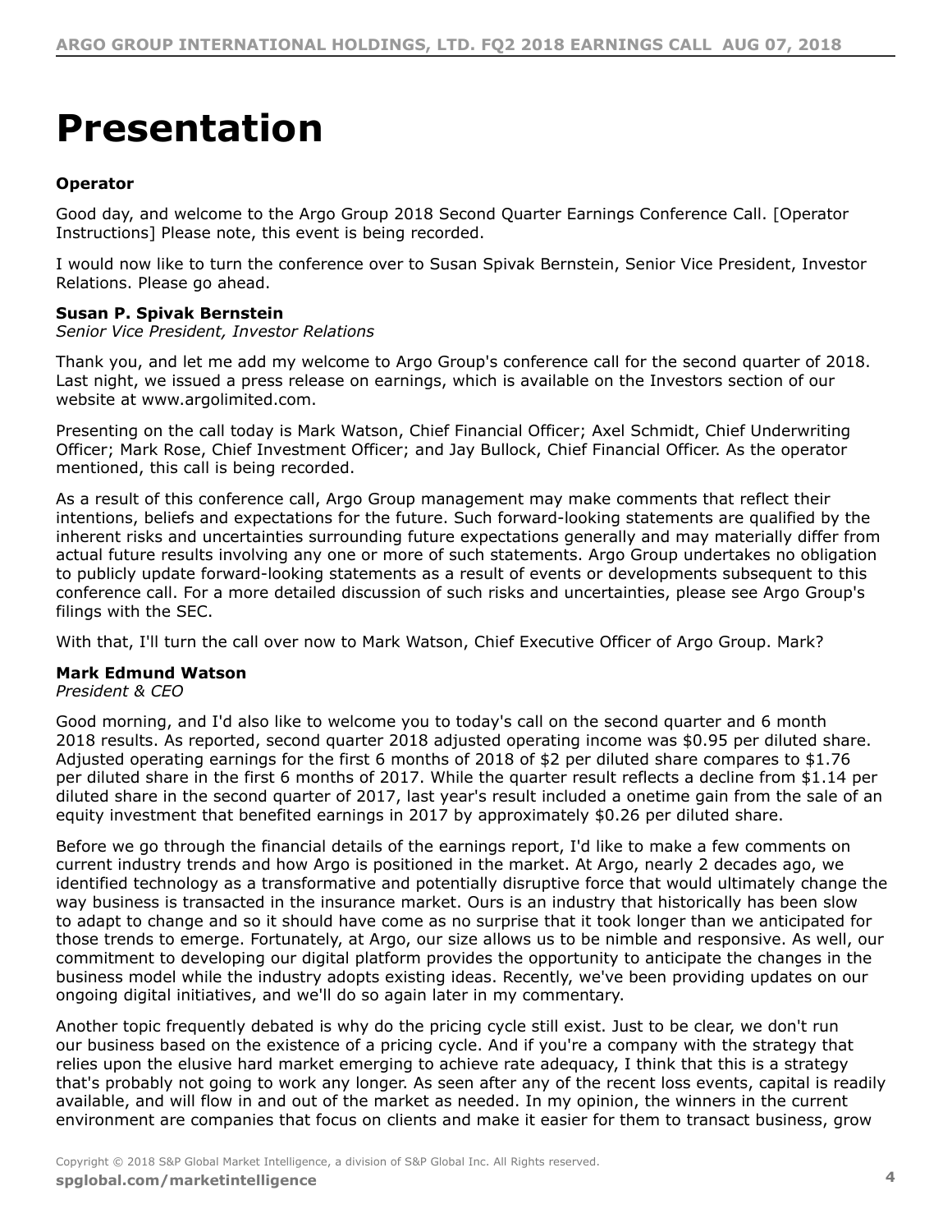# Presentation

**Operator**

Good day, and welcome to the Argo Group 2018 Second Quarter Earnings Conference Call. [Operator Instructions] Please note, this event is being recorded.

I would now like to turn the conference over to Susan Spivak Bernstein, Senior Vice President, Investor Relations. Please go ahead.

**Susan P. Spivak Bernstein**
*Senior Vice President, Investor Relations*

Thank you, and let me add my welcome to Argo Group's conference call for the second quarter of 2018. Last night, we issued a press release on earnings, which is available on the Investors section of our website at www.argolimited.com.

Presenting on the call today is Mark Watson, Chief Financial Officer; Axel Schmidt, Chief Underwriting Officer; Mark Rose, Chief Investment Officer; and Jay Bullock, Chief Financial Officer. As the operator mentioned, this call is being recorded.

As a result of this conference call, Argo Group management may make comments that reflect their intentions, beliefs and expectations for the future. Such forward-looking statements are qualified by the inherent risks and uncertainties surrounding future expectations generally and may materially differ from actual future results involving any one or more of such statements. Argo Group undertakes no obligation to publicly update forward-looking statements as a result of events or developments subsequent to this conference call. For a more detailed discussion of such risks and uncertainties, please see Argo Group's filings with the SEC.

With that, I'll turn the call over now to Mark Watson, Chief Executive Officer of Argo Group. Mark?

**Mark Edmund Watson**
*President & CEO*

Good morning, and I'd also like to welcome you to today's call on the second quarter and 6 month 2018 results. As reported, second quarter 2018 adjusted operating income was $0.95 per diluted share. Adjusted operating earnings for the first 6 months of 2018 of $2 per diluted share compares to $1.76 per diluted share in the first 6 months of 2017. While the quarter result reflects a decline from $1.14 per diluted share in the second quarter of 2017, last year's result included a onetime gain from the sale of an equity investment that benefited earnings in 2017 by approximately $0.26 per diluted share.

Before we go through the financial details of the earnings report, I'd like to make a few comments on current industry trends and how Argo is positioned in the market. At Argo, nearly 2 decades ago, we identified technology as a transformative and potentially disruptive force that would ultimately change the way business is transacted in the insurance market. Ours is an industry that historically has been slow to adapt to change and so it should have come as no surprise that it took longer than we anticipated for those trends to emerge. Fortunately, at Argo, our size allows us to be nimble and responsive. As well, our commitment to developing our digital platform provides the opportunity to anticipate the changes in the business model while the industry adopts existing ideas. Recently, we've been providing updates on our ongoing digital initiatives, and we'll do so again later in my commentary.

Another topic frequently debated is why do the pricing cycle still exist. Just to be clear, we don't run our business based on the existence of a pricing cycle. And if you're a company with the strategy that relies upon the elusive hard market emerging to achieve rate adequacy, I think that this is a strategy that's probably not going to work any longer. As seen after any of the recent loss events, capital is readily available, and will flow in and out of the market as needed. In my opinion, the winners in the current environment are companies that focus on clients and make it easier for them to transact business, grow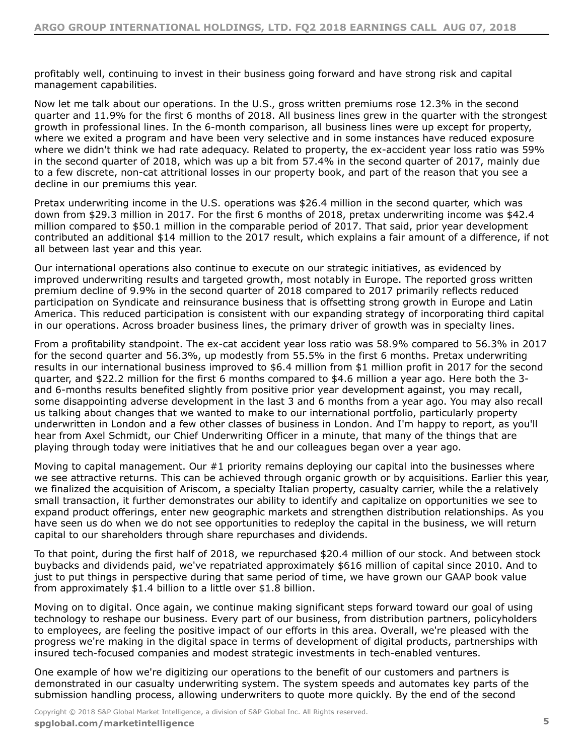profitably well, continuing to invest in their business going forward and have strong risk and capital management capabilities.

Now let me talk about our operations. In the U.S., gross written premiums rose 12.3% in the second quarter and 11.9% for the first 6 months of 2018. All business lines grew in the quarter with the strongest growth in professional lines. In the 6-month comparison, all business lines were up except for property, where we exited a program and have been very selective and in some instances have reduced exposure where we didn't think we had rate adequacy. Related to property, the ex-accident year loss ratio was 59% in the second quarter of 2018, which was up a bit from 57.4% in the second quarter of 2017, mainly due to a few discrete, non-cat attritional losses in our property book, and part of the reason that you see a decline in our premiums this year.

Pretax underwriting income in the U.S. operations was $26.4 million in the second quarter, which was down from $29.3 million in 2017. For the first 6 months of 2018, pretax underwriting income was $42.4 million compared to $50.1 million in the comparable period of 2017. That said, prior year development contributed an additional $14 million to the 2017 result, which explains a fair amount of a difference, if not all between last year and this year.

Our international operations also continue to execute on our strategic initiatives, as evidenced by improved underwriting results and targeted growth, most notably in Europe. The reported gross written premium decline of 9.9% in the second quarter of 2018 compared to 2017 primarily reflects reduced participation on Syndicate and reinsurance business that is offsetting strong growth in Europe and Latin America. This reduced participation is consistent with our expanding strategy of incorporating third capital in our operations. Across broader business lines, the primary driver of growth was in specialty lines.

From a profitability standpoint. The ex-cat accident year loss ratio was 58.9% compared to 56.3% in 2017 for the second quarter and 56.3%, up modestly from 55.5% in the first 6 months. Pretax underwriting results in our international business improved to $6.4 million from $1 million profit in 2017 for the second quarter, and $22.2 million for the first 6 months compared to $4.6 million a year ago. Here both the 3- and 6-months results benefited slightly from positive prior year development against, you may recall, some disappointing adverse development in the last 3 and 6 months from a year ago. You may also recall us talking about changes that we wanted to make to our international portfolio, particularly property underwritten in London and a few other classes of business in London. And I'm happy to report, as you'll hear from Axel Schmidt, our Chief Underwriting Officer in a minute, that many of the things that are playing through today were initiatives that he and our colleagues began over a year ago.

Moving to capital management. Our #1 priority remains deploying our capital into the businesses where we see attractive returns. This can be achieved through organic growth or by acquisitions. Earlier this year, we finalized the acquisition of Ariscom, a specialty Italian property, casualty carrier, while the a relatively small transaction, it further demonstrates our ability to identify and capitalize on opportunities we see to expand product offerings, enter new geographic markets and strengthen distribution relationships. As you have seen us do when we do not see opportunities to redeploy the capital in the business, we will return capital to our shareholders through share repurchases and dividends.

To that point, during the first half of 2018, we repurchased $20.4 million of our stock. And between stock buybacks and dividends paid, we've repatriated approximately $616 million of capital since 2010. And to just to put things in perspective during that same period of time, we have grown our GAAP book value from approximately $1.4 billion to a little over $1.8 billion.

Moving on to digital. Once again, we continue making significant steps forward toward our goal of using technology to reshape our business. Every part of our business, from distribution partners, policyholders to employees, are feeling the positive impact of our efforts in this area. Overall, we're pleased with the progress we're making in the digital space in terms of development of digital products, partnerships with insured tech-focused companies and modest strategic investments in tech-enabled ventures.

One example of how we're digitizing our operations to the benefit of our customers and partners is demonstrated in our casualty underwriting system. The system speeds and automates key parts of the submission handling process, allowing underwriters to quote more quickly. By the end of the second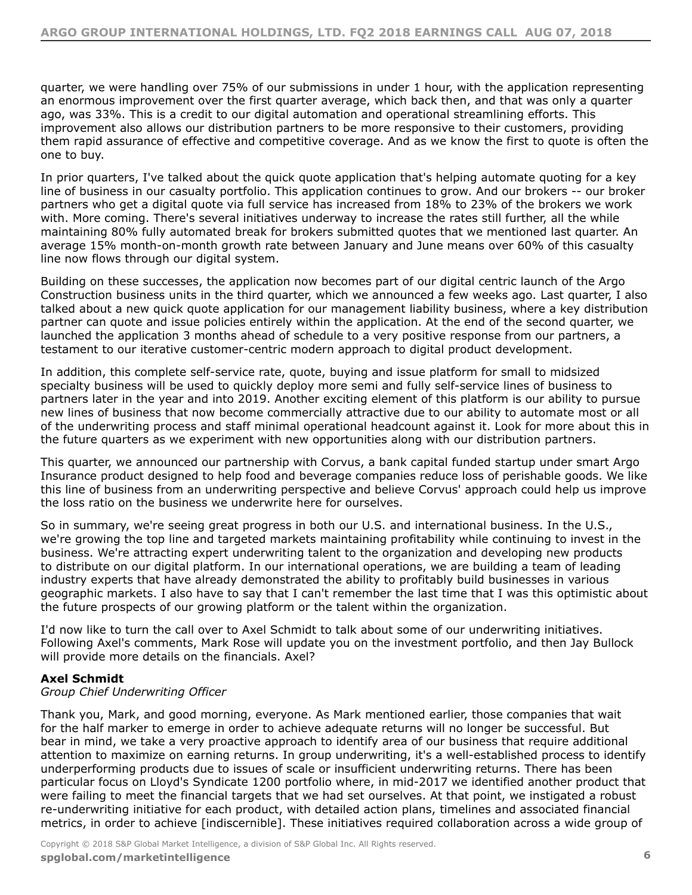quarter, we were handling over 75% of our submissions in under 1 hour, with the application representing an enormous improvement over the first quarter average, which back then, and that was only a quarter ago, was 33%. This is a credit to our digital automation and operational streamlining efforts. This improvement also allows our distribution partners to be more responsive to their customers, providing them rapid assurance of effective and competitive coverage. And as we know the first to quote is often the one to buy.

In prior quarters, I've talked about the quick quote application that's helping automate quoting for a key line of business in our casualty portfolio. This application continues to grow. And our brokers -- our broker partners who get a digital quote via full service has increased from 18% to 23% of the brokers we work with. More coming. There's several initiatives underway to increase the rates still further, all the while maintaining 80% fully automated break for brokers submitted quotes that we mentioned last quarter. An average 15% month-on-month growth rate between January and June means over 60% of this casualty line now flows through our digital system.

Building on these successes, the application now becomes part of our digital centric launch of the Argo Construction business units in the third quarter, which we announced a few weeks ago. Last quarter, I also talked about a new quick quote application for our management liability business, where a key distribution partner can quote and issue policies entirely within the application. At the end of the second quarter, we launched the application 3 months ahead of schedule to a very positive response from our partners, a testament to our iterative customer-centric modern approach to digital product development.

In addition, this complete self-service rate, quote, buying and issue platform for small to midsized specialty business will be used to quickly deploy more semi and fully self-service lines of business to partners later in the year and into 2019. Another exciting element of this platform is our ability to pursue new lines of business that now become commercially attractive due to our ability to automate most or all of the underwriting process and staff minimal operational headcount against it. Look for more about this in the future quarters as we experiment with new opportunities along with our distribution partners.

This quarter, we announced our partnership with Corvus, a bank capital funded startup under smart Argo Insurance product designed to help food and beverage companies reduce loss of perishable goods. We like this line of business from an underwriting perspective and believe Corvus' approach could help us improve the loss ratio on the business we underwrite here for ourselves.

So in summary, we're seeing great progress in both our U.S. and international business. In the U.S., we're growing the top line and targeted markets maintaining profitability while continuing to invest in the business. We're attracting expert underwriting talent to the organization and developing new products to distribute on our digital platform. In our international operations, we are building a team of leading industry experts that have already demonstrated the ability to profitably build businesses in various geographic markets. I also have to say that I can't remember the last time that I was this optimistic about the future prospects of our growing platform or the talent within the organization.

I'd now like to turn the call over to Axel Schmidt to talk about some of our underwriting initiatives. Following Axel's comments, Mark Rose will update you on the investment portfolio, and then Jay Bullock will provide more details on the financials. Axel?

**Axel Schmidt**
*Group Chief Underwriting Officer*

Thank you, Mark, and good morning, everyone. As Mark mentioned earlier, those companies that wait for the half marker to emerge in order to achieve adequate returns will no longer be successful. But bear in mind, we take a very proactive approach to identify area of our business that require additional attention to maximize on earning returns. In group underwriting, it's a well-established process to identify underperforming products due to issues of scale or insufficient underwriting returns. There has been particular focus on Lloyd's Syndicate 1200 portfolio where, in mid-2017 we identified another product that were failing to meet the financial targets that we had set ourselves. At that point, we instigated a robust re-underwriting initiative for each product, with detailed action plans, timelines and associated financial metrics, in order to achieve [indiscernible]. These initiatives required collaboration across a wide group of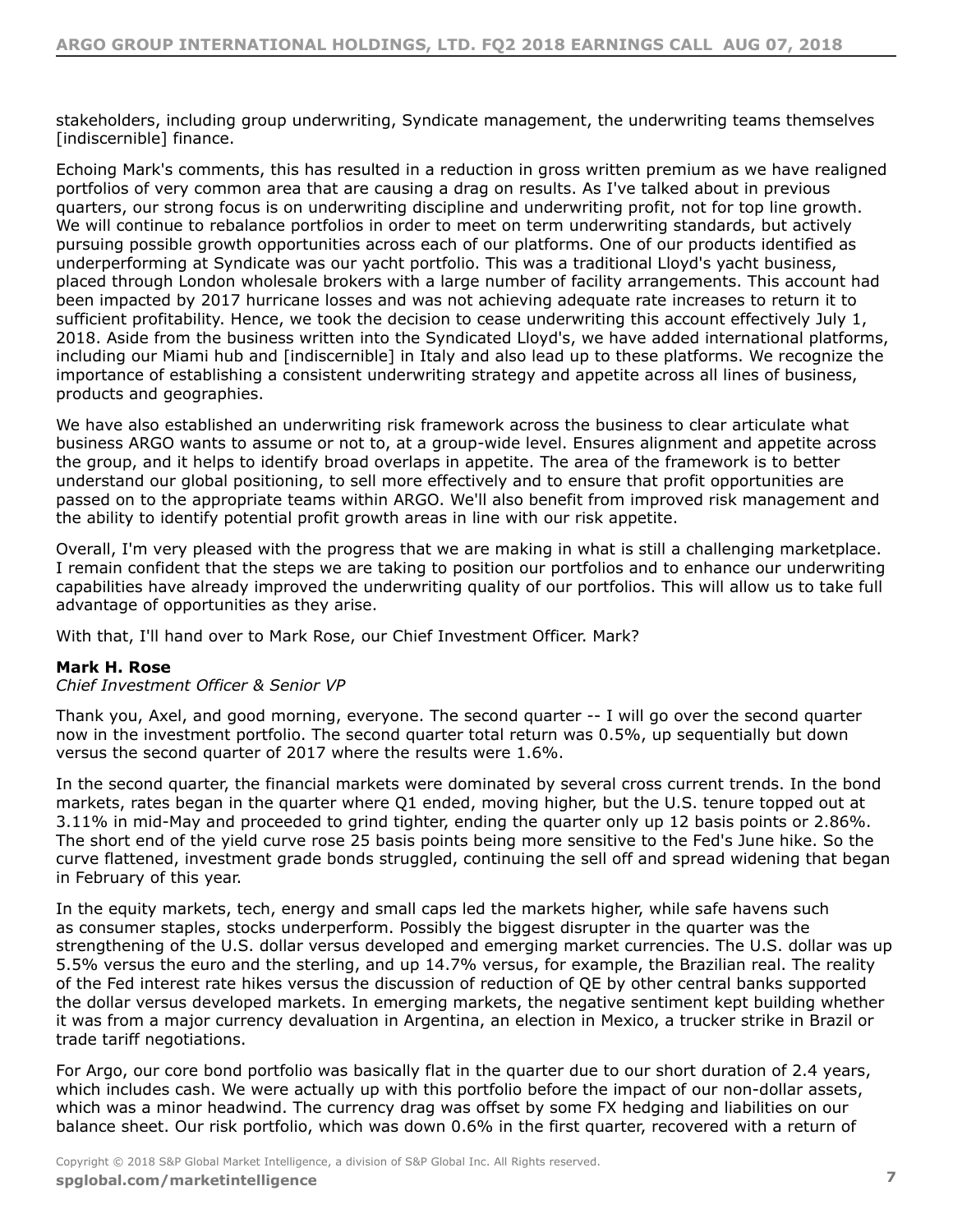stakeholders, including group underwriting, Syndicate management, the underwriting teams themselves [indiscernible] finance.

Echoing Mark's comments, this has resulted in a reduction in gross written premium as we have realigned portfolios of very common area that are causing a drag on results. As I've talked about in previous quarters, our strong focus is on underwriting discipline and underwriting profit, not for top line growth. We will continue to rebalance portfolios in order to meet on term underwriting standards, but actively pursuing possible growth opportunities across each of our platforms. One of our products identified as underperforming at Syndicate was our yacht portfolio. This was a traditional Lloyd's yacht business, placed through London wholesale brokers with a large number of facility arrangements. This account had been impacted by 2017 hurricane losses and was not achieving adequate rate increases to return it to sufficient profitability. Hence, we took the decision to cease underwriting this account effectively July 1, 2018. Aside from the business written into the Syndicated Lloyd's, we have added international platforms, including our Miami hub and [indiscernible] in Italy and also lead up to these platforms. We recognize the importance of establishing a consistent underwriting strategy and appetite across all lines of business, products and geographies.

We have also established an underwriting risk framework across the business to clear articulate what business ARGO wants to assume or not to, at a group-wide level. Ensures alignment and appetite across the group, and it helps to identify broad overlaps in appetite. The area of the framework is to better understand our global positioning, to sell more effectively and to ensure that profit opportunities are passed on to the appropriate teams within ARGO. We'll also benefit from improved risk management and the ability to identify potential profit growth areas in line with our risk appetite.

Overall, I'm very pleased with the progress that we are making in what is still a challenging marketplace. I remain confident that the steps we are taking to position our portfolios and to enhance our underwriting capabilities have already improved the underwriting quality of our portfolios. This will allow us to take full advantage of opportunities as they arise.

With that, I'll hand over to Mark Rose, our Chief Investment Officer. Mark?

**Mark H. Rose**
*Chief Investment Officer & Senior VP*

Thank you, Axel, and good morning, everyone. The second quarter -- I will go over the second quarter now in the investment portfolio. The second quarter total return was 0.5%, up sequentially but down versus the second quarter of 2017 where the results were 1.6%.

In the second quarter, the financial markets were dominated by several cross current trends. In the bond markets, rates began in the quarter where Q1 ended, moving higher, but the U.S. tenure topped out at 3.11% in mid-May and proceeded to grind tighter, ending the quarter only up 12 basis points or 2.86%. The short end of the yield curve rose 25 basis points being more sensitive to the Fed's June hike. So the curve flattened, investment grade bonds struggled, continuing the sell off and spread widening that began in February of this year.

In the equity markets, tech, energy and small caps led the markets higher, while safe havens such as consumer staples, stocks underperform. Possibly the biggest disrupter in the quarter was the strengthening of the U.S. dollar versus developed and emerging market currencies. The U.S. dollar was up 5.5% versus the euro and the sterling, and up 14.7% versus, for example, the Brazilian real. The reality of the Fed interest rate hikes versus the discussion of reduction of QE by other central banks supported the dollar versus developed markets. In emerging markets, the negative sentiment kept building whether it was from a major currency devaluation in Argentina, an election in Mexico, a trucker strike in Brazil or trade tariff negotiations.

For Argo, our core bond portfolio was basically flat in the quarter due to our short duration of 2.4 years, which includes cash. We were actually up with this portfolio before the impact of our non-dollar assets, which was a minor headwind. The currency drag was offset by some FX hedging and liabilities on our balance sheet. Our risk portfolio, which was down 0.6% in the first quarter, recovered with a return of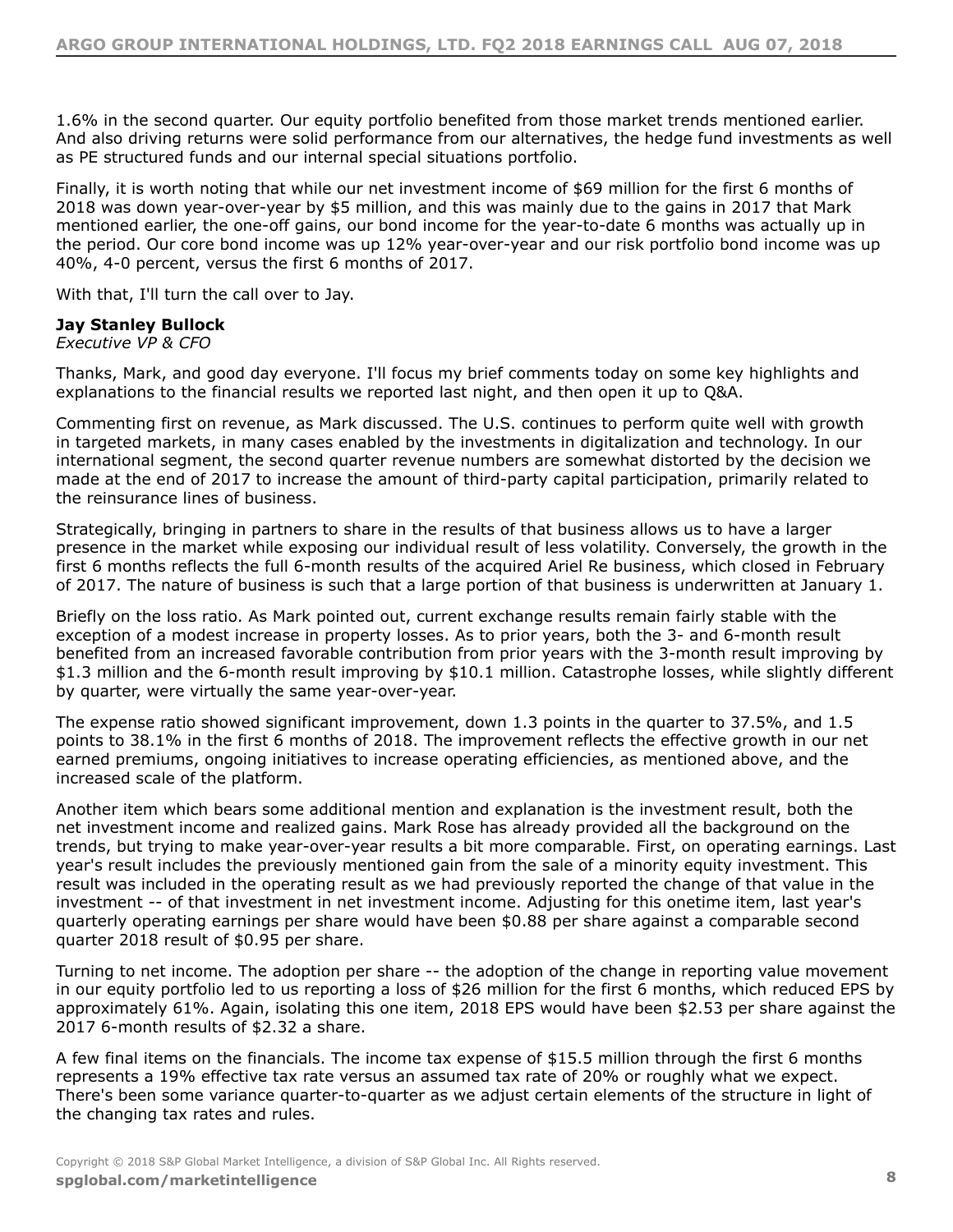1.6% in the second quarter. Our equity portfolio benefited from those market trends mentioned earlier. And also driving returns were solid performance from our alternatives, the hedge fund investments as well as PE structured funds and our internal special situations portfolio.

Finally, it is worth noting that while our net investment income of $69 million for the first 6 months of 2018 was down year-over-year by $5 million, and this was mainly due to the gains in 2017 that Mark mentioned earlier, the one-off gains, our bond income for the year-to-date 6 months was actually up in the period. Our core bond income was up 12% year-over-year and our risk portfolio bond income was up 40%, 4-0 percent, versus the first 6 months of 2017.

With that, I'll turn the call over to Jay.

**Jay Stanley Bullock**
*Executive VP & CFO*

Thanks, Mark, and good day everyone. I'll focus my brief comments today on some key highlights and explanations to the financial results we reported last night, and then open it up to Q&A.

Commenting first on revenue, as Mark discussed. The U.S. continues to perform quite well with growth in targeted markets, in many cases enabled by the investments in digitalization and technology. In our international segment, the second quarter revenue numbers are somewhat distorted by the decision we made at the end of 2017 to increase the amount of third-party capital participation, primarily related to the reinsurance lines of business.

Strategically, bringing in partners to share in the results of that business allows us to have a larger presence in the market while exposing our individual result of less volatility. Conversely, the growth in the first 6 months reflects the full 6-month results of the acquired Ariel Re business, which closed in February of 2017. The nature of business is such that a large portion of that business is underwritten at January 1.

Briefly on the loss ratio. As Mark pointed out, current exchange results remain fairly stable with the exception of a modest increase in property losses. As to prior years, both the 3- and 6-month result benefited from an increased favorable contribution from prior years with the 3-month result improving by $1.3 million and the 6-month result improving by $10.1 million. Catastrophe losses, while slightly different by quarter, were virtually the same year-over-year.

The expense ratio showed significant improvement, down 1.3 points in the quarter to 37.5%, and 1.5 points to 38.1% in the first 6 months of 2018. The improvement reflects the effective growth in our net earned premiums, ongoing initiatives to increase operating efficiencies, as mentioned above, and the increased scale of the platform.

Another item which bears some additional mention and explanation is the investment result, both the net investment income and realized gains. Mark Rose has already provided all the background on the trends, but trying to make year-over-year results a bit more comparable. First, on operating earnings. Last year's result includes the previously mentioned gain from the sale of a minority equity investment. This result was included in the operating result as we had previously reported the change of that value in the investment -- of that investment in net investment income. Adjusting for this onetime item, last year's quarterly operating earnings per share would have been $0.88 per share against a comparable second quarter 2018 result of $0.95 per share.

Turning to net income. The adoption per share -- the adoption of the change in reporting value movement in our equity portfolio led to us reporting a loss of $26 million for the first 6 months, which reduced EPS by approximately 61%. Again, isolating this one item, 2018 EPS would have been $2.53 per share against the 2017 6-month results of $2.32 a share.

A few final items on the financials. The income tax expense of $15.5 million through the first 6 months represents a 19% effective tax rate versus an assumed tax rate of 20% or roughly what we expect. There's been some variance quarter-to-quarter as we adjust certain elements of the structure in light of the changing tax rates and rules.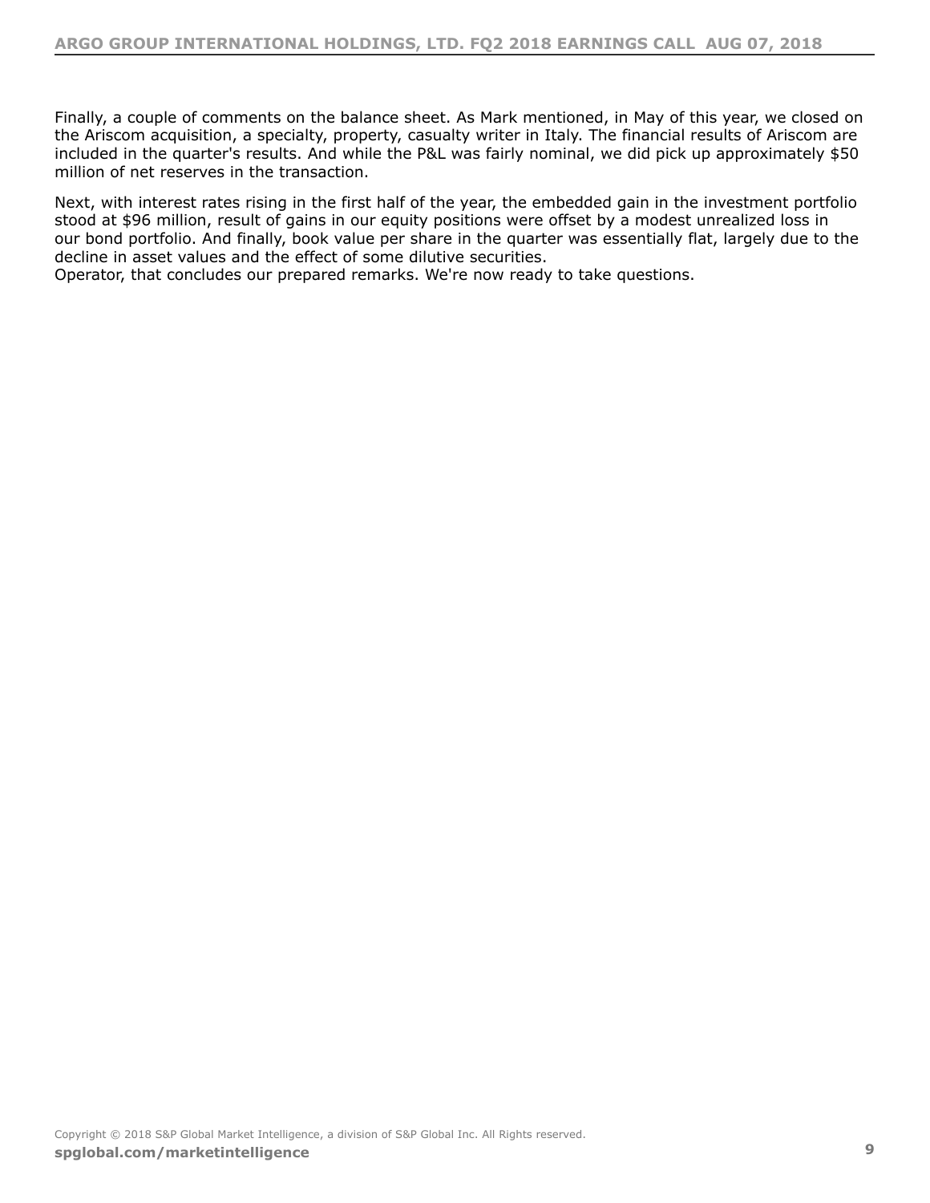Finally, a couple of comments on the balance sheet. As Mark mentioned, in May of this year, we closed on the Ariscom acquisition, a specialty, property, casualty writer in Italy. The financial results of Ariscom are included in the quarter's results. And while the P&L was fairly nominal, we did pick up approximately $50 million of net reserves in the transaction.

Next, with interest rates rising in the first half of the year, the embedded gain in the investment portfolio stood at $96 million, result of gains in our equity positions were offset by a modest unrealized loss in our bond portfolio. And finally, book value per share in the quarter was essentially flat, largely due to the decline in asset values and the effect of some dilutive securities.
Operator, that concludes our prepared remarks. We're now ready to take questions.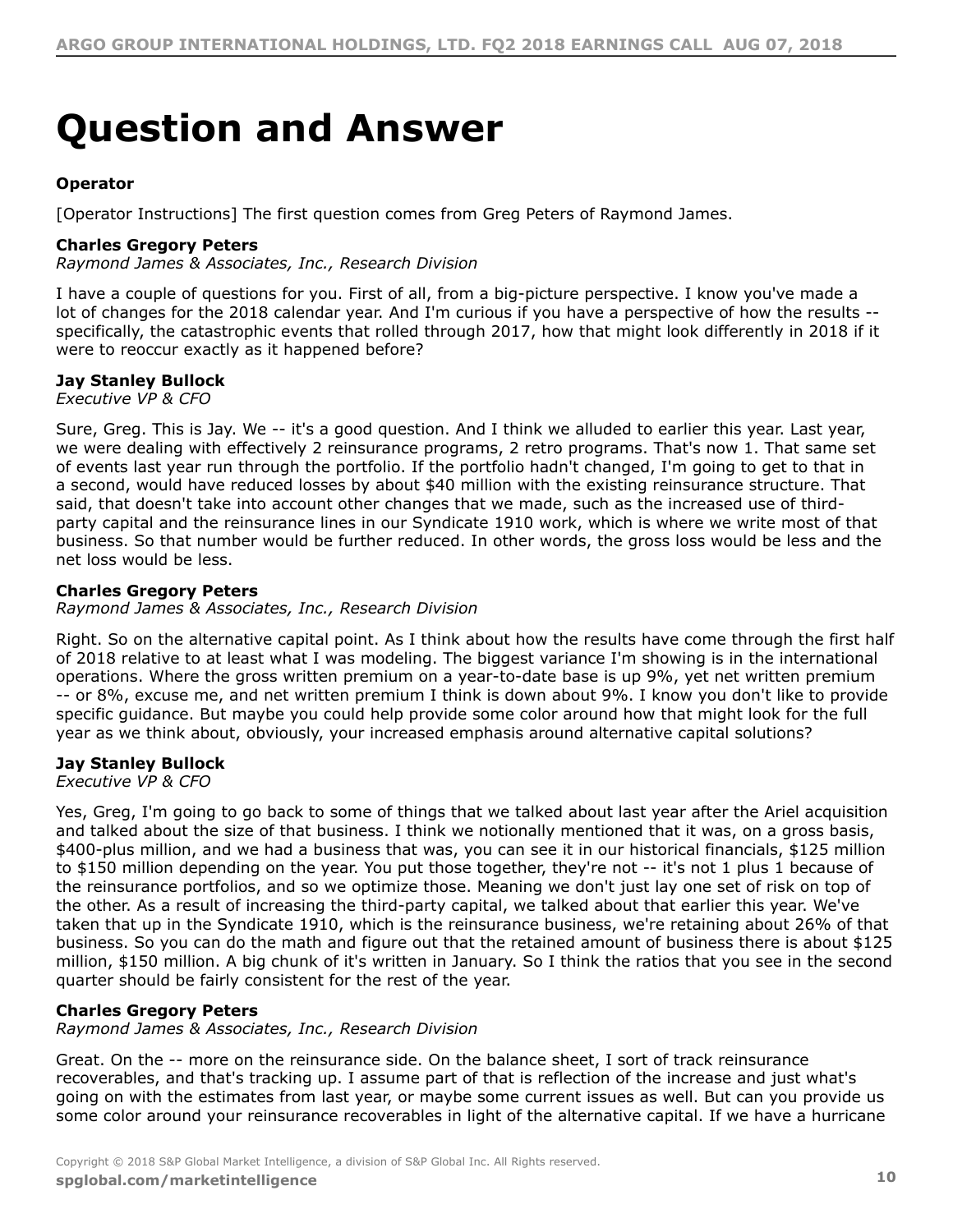# Question and Answer

**Operator**

[Operator Instructions] The first question comes from Greg Peters of Raymond James.

**Charles Gregory Peters**
*Raymond James & Associates, Inc., Research Division*

I have a couple of questions for you. First of all, from a big-picture perspective. I know you've made a lot of changes for the 2018 calendar year. And I'm curious if you have a perspective of how the results -- specifically, the catastrophic events that rolled through 2017, how that might look differently in 2018 if it were to reoccur exactly as it happened before?

**Jay Stanley Bullock**
*Executive VP & CFO*

Sure, Greg. This is Jay. We -- it's a good question. And I think we alluded to earlier this year. Last year, we were dealing with effectively 2 reinsurance programs, 2 retro programs. That's now 1. That same set of events last year run through the portfolio. If the portfolio hadn't changed, I'm going to get to that in a second, would have reduced losses by about $40 million with the existing reinsurance structure. That said, that doesn't take into account other changes that we made, such as the increased use of third-party capital and the reinsurance lines in our Syndicate 1910 work, which is where we write most of that business. So that number would be further reduced. In other words, the gross loss would be less and the net loss would be less.

**Charles Gregory Peters**
*Raymond James & Associates, Inc., Research Division*

Right. So on the alternative capital point. As I think about how the results have come through the first half of 2018 relative to at least what I was modeling. The biggest variance I'm showing is in the international operations. Where the gross written premium on a year-to-date base is up 9%, yet net written premium -- or 8%, excuse me, and net written premium I think is down about 9%. I know you don't like to provide specific guidance. But maybe you could help provide some color around how that might look for the full year as we think about, obviously, your increased emphasis around alternative capital solutions?

**Jay Stanley Bullock**
*Executive VP & CFO*

Yes, Greg, I'm going to go back to some of things that we talked about last year after the Ariel acquisition and talked about the size of that business. I think we notionally mentioned that it was, on a gross basis, $400-plus million, and we had a business that was, you can see it in our historical financials, $125 million to $150 million depending on the year. You put those together, they're not -- it's not 1 plus 1 because of the reinsurance portfolios, and so we optimize those. Meaning we don't just lay one set of risk on top of the other. As a result of increasing the third-party capital, we talked about that earlier this year. We've taken that up in the Syndicate 1910, which is the reinsurance business, we're retaining about 26% of that business. So you can do the math and figure out that the retained amount of business there is about $125 million, $150 million. A big chunk of it's written in January. So I think the ratios that you see in the second quarter should be fairly consistent for the rest of the year.

**Charles Gregory Peters**
*Raymond James & Associates, Inc., Research Division*

Great. On the -- more on the reinsurance side. On the balance sheet, I sort of track reinsurance recoverables, and that's tracking up. I assume part of that is reflection of the increase and just what's going on with the estimates from last year, or maybe some current issues as well. But can you provide us some color around your reinsurance recoverables in light of the alternative capital. If we have a hurricane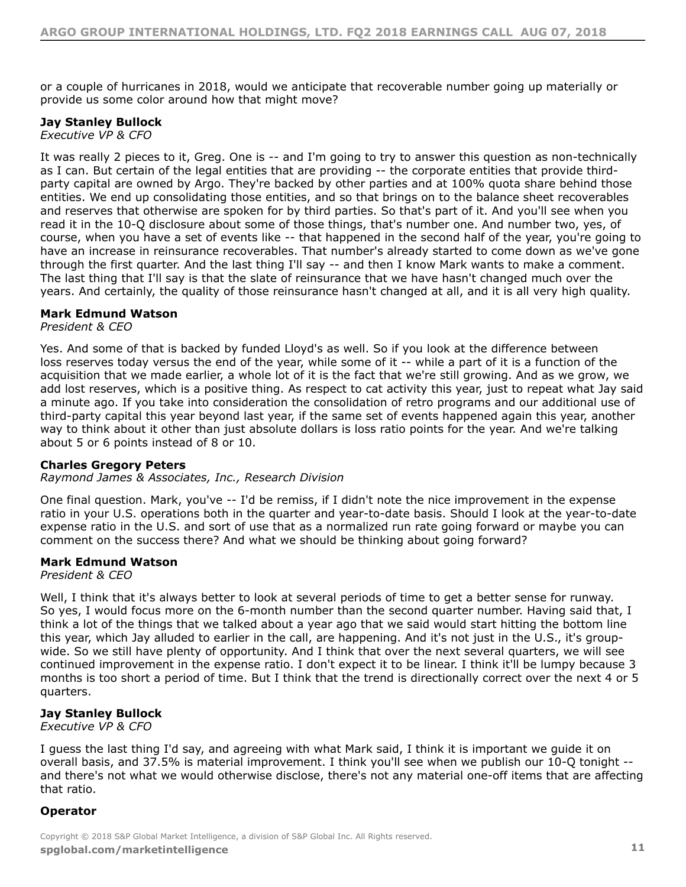or a couple of hurricanes in 2018, would we anticipate that recoverable number going up materially or provide us some color around how that might move?

**Jay Stanley Bullock**
*Executive VP & CFO*

It was really 2 pieces to it, Greg. One is -- and I'm going to try to answer this question as non-technically as I can. But certain of the legal entities that are providing -- the corporate entities that provide third-party capital are owned by Argo. They're backed by other parties and at 100% quota share behind those entities. We end up consolidating those entities, and so that brings on to the balance sheet recoverables and reserves that otherwise are spoken for by third parties. So that's part of it. And you'll see when you read it in the 10-Q disclosure about some of those things, that's number one. And number two, yes, of course, when you have a set of events like -- that happened in the second half of the year, you're going to have an increase in reinsurance recoverables. That number's already started to come down as we've gone through the first quarter. And the last thing I'll say -- and then I know Mark wants to make a comment. The last thing that I'll say is that the slate of reinsurance that we have hasn't changed much over the years. And certainly, the quality of those reinsurance hasn't changed at all, and it is all very high quality.

**Mark Edmund Watson**
*President & CEO*

Yes. And some of that is backed by funded Lloyd's as well. So if you look at the difference between loss reserves today versus the end of the year, while some of it -- while a part of it is a function of the acquisition that we made earlier, a whole lot of it is the fact that we're still growing. And as we grow, we add lost reserves, which is a positive thing. As respect to cat activity this year, just to repeat what Jay said a minute ago. If you take into consideration the consolidation of retro programs and our additional use of third-party capital this year beyond last year, if the same set of events happened again this year, another way to think about it other than just absolute dollars is loss ratio points for the year. And we're talking about 5 or 6 points instead of 8 or 10.

**Charles Gregory Peters**
*Raymond James & Associates, Inc., Research Division*

One final question. Mark, you've -- I'd be remiss, if I didn't note the nice improvement in the expense ratio in your U.S. operations both in the quarter and year-to-date basis. Should I look at the year-to-date expense ratio in the U.S. and sort of use that as a normalized run rate going forward or maybe you can comment on the success there? And what we should be thinking about going forward?

**Mark Edmund Watson**
*President & CEO*

Well, I think that it's always better to look at several periods of time to get a better sense for runway. So yes, I would focus more on the 6-month number than the second quarter number. Having said that, I think a lot of the things that we talked about a year ago that we said would start hitting the bottom line this year, which Jay alluded to earlier in the call, are happening. And it's not just in the U.S., it's group-wide. So we still have plenty of opportunity. And I think that over the next several quarters, we will see continued improvement in the expense ratio. I don't expect it to be linear. I think it'll be lumpy because 3 months is too short a period of time. But I think that the trend is directionally correct over the next 4 or 5 quarters.

**Jay Stanley Bullock**
*Executive VP & CFO*

I guess the last thing I'd say, and agreeing with what Mark said, I think it is important we guide it on overall basis, and 37.5% is material improvement. I think you'll see when we publish our 10-Q tonight -- and there's not what we would otherwise disclose, there's not any material one-off items that are affecting that ratio.

**Operator**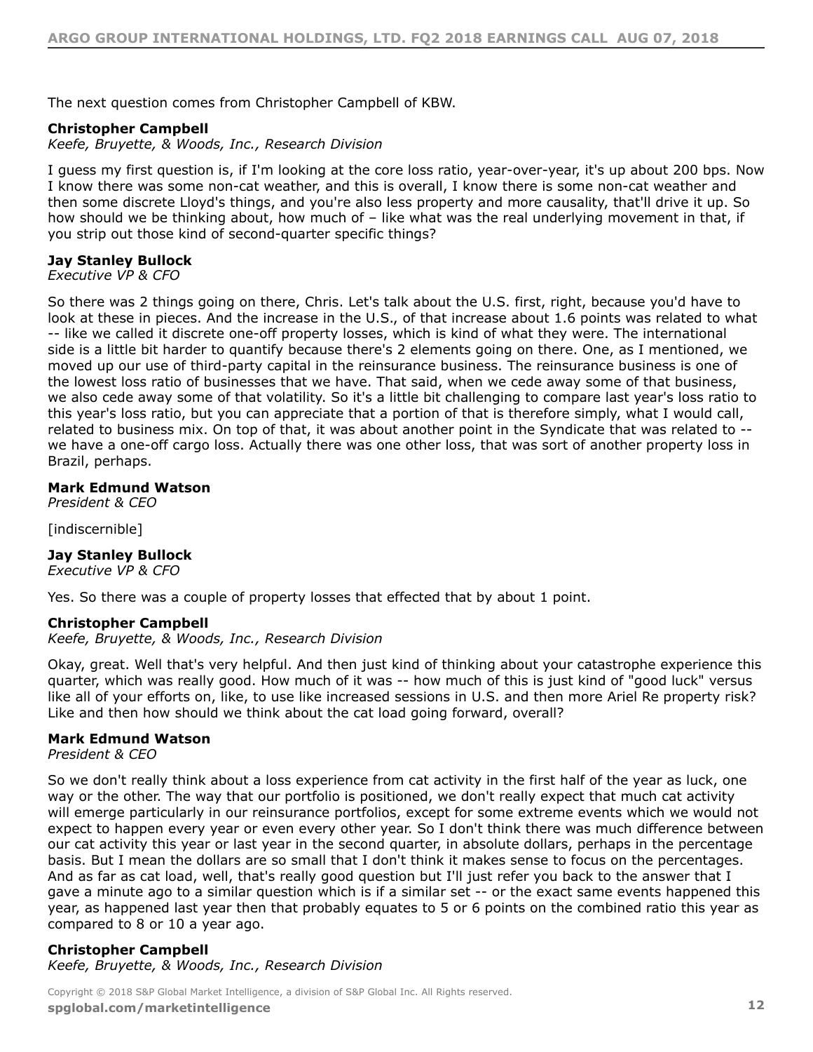The next question comes from Christopher Campbell of KBW.

**Christopher Campbell**
*Keefe, Bruyette, & Woods, Inc., Research Division*

I guess my first question is, if I'm looking at the core loss ratio, year-over-year, it's up about 200 bps. Now I know there was some non-cat weather, and this is overall, I know there is some non-cat weather and then some discrete Lloyd's things, and you're also less property and more causality, that'll drive it up. So how should we be thinking about, how much of – like what was the real underlying movement in that, if you strip out those kind of second-quarter specific things?

**Jay Stanley Bullock**
*Executive VP & CFO*

So there was 2 things going on there, Chris. Let's talk about the U.S. first, right, because you'd have to look at these in pieces. And the increase in the U.S., of that increase about 1.6 points was related to what -- like we called it discrete one-off property losses, which is kind of what they were. The international side is a little bit harder to quantify because there's 2 elements going on there. One, as I mentioned, we moved up our use of third-party capital in the reinsurance business. The reinsurance business is one of the lowest loss ratio of businesses that we have. That said, when we cede away some of that business, we also cede away some of that volatility. So it's a little bit challenging to compare last year's loss ratio to this year's loss ratio, but you can appreciate that a portion of that is therefore simply, what I would call, related to business mix. On top of that, it was about another point in the Syndicate that was related to -- we have a one-off cargo loss. Actually there was one other loss, that was sort of another property loss in Brazil, perhaps.

**Mark Edmund Watson**
*President & CEO*

[indiscernible]

**Jay Stanley Bullock**
*Executive VP & CFO*

Yes. So there was a couple of property losses that effected that by about 1 point.

**Christopher Campbell**
*Keefe, Bruyette, & Woods, Inc., Research Division*

Okay, great. Well that's very helpful. And then just kind of thinking about your catastrophe experience this quarter, which was really good. How much of it was -- how much of this is just kind of "good luck" versus like all of your efforts on, like, to use like increased sessions in U.S. and then more Ariel Re property risk? Like and then how should we think about the cat load going forward, overall?

**Mark Edmund Watson**
*President & CEO*

So we don't really think about a loss experience from cat activity in the first half of the year as luck, one way or the other. The way that our portfolio is positioned, we don't really expect that much cat activity will emerge particularly in our reinsurance portfolios, except for some extreme events which we would not expect to happen every year or even every other year. So I don't think there was much difference between our cat activity this year or last year in the second quarter, in absolute dollars, perhaps in the percentage basis. But I mean the dollars are so small that I don't think it makes sense to focus on the percentages. And as far as cat load, well, that's really good question but I'll just refer you back to the answer that I gave a minute ago to a similar question which is if a similar set -- or the exact same events happened this year, as happened last year then that probably equates to 5 or 6 points on the combined ratio this year as compared to 8 or 10 a year ago.

**Christopher Campbell**
*Keefe, Bruyette, & Woods, Inc., Research Division*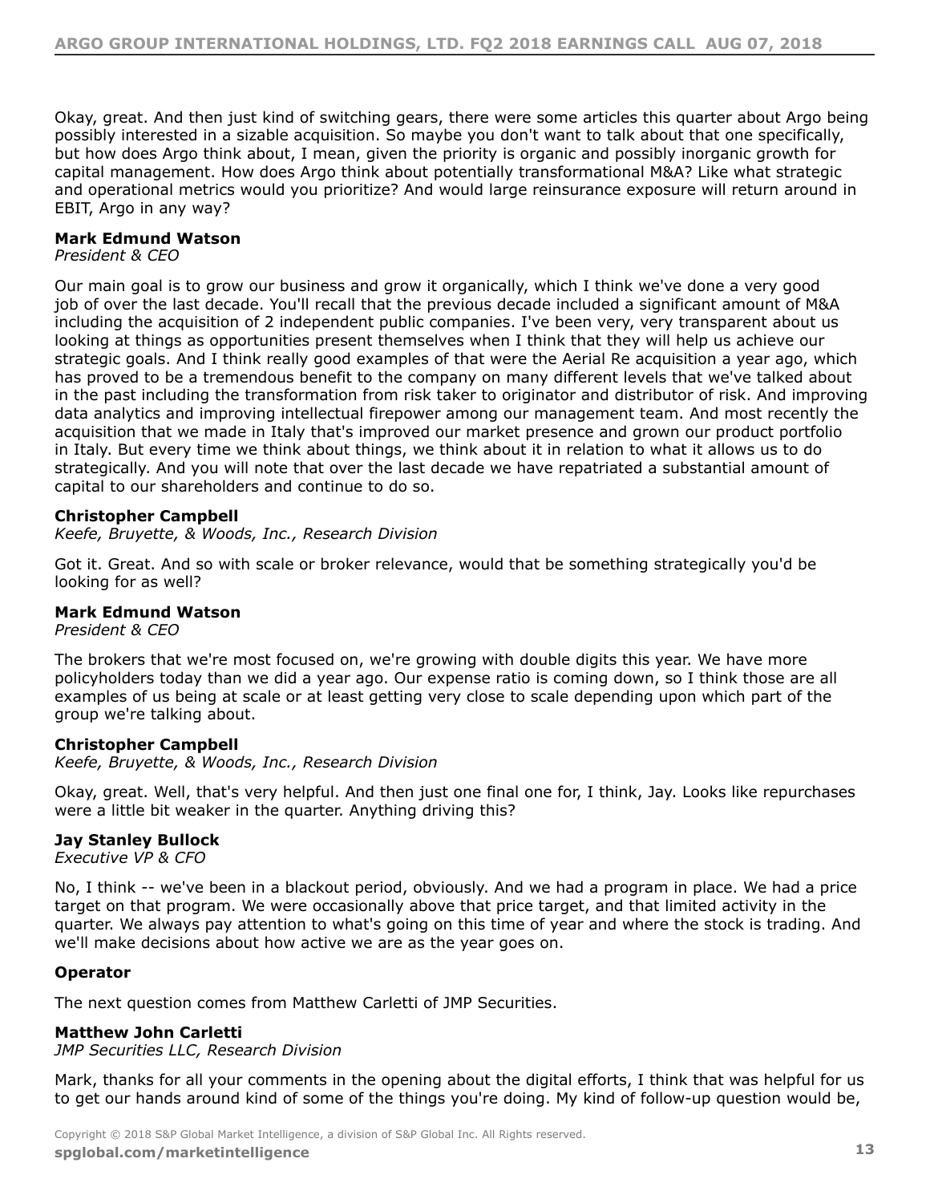Okay, great. And then just kind of switching gears, there were some articles this quarter about Argo being possibly interested in a sizable acquisition. So maybe you don't want to talk about that one specifically, but how does Argo think about, I mean, given the priority is organic and possibly inorganic growth for capital management. How does Argo think about potentially transformational M&A? Like what strategic and operational metrics would you prioritize? And would large reinsurance exposure will return around in EBIT, Argo in any way?

**Mark Edmund Watson**
*President & CEO*

Our main goal is to grow our business and grow it organically, which I think we've done a very good job of over the last decade. You'll recall that the previous decade included a significant amount of M&A including the acquisition of 2 independent public companies. I've been very, very transparent about us looking at things as opportunities present themselves when I think that they will help us achieve our strategic goals. And I think really good examples of that were the Aerial Re acquisition a year ago, which has proved to be a tremendous benefit to the company on many different levels that we've talked about in the past including the transformation from risk taker to originator and distributor of risk. And improving data analytics and improving intellectual firepower among our management team. And most recently the acquisition that we made in Italy that's improved our market presence and grown our product portfolio in Italy. But every time we think about things, we think about it in relation to what it allows us to do strategically. And you will note that over the last decade we have repatriated a substantial amount of capital to our shareholders and continue to do so.

**Christopher Campbell**
*Keefe, Bruyette, & Woods, Inc., Research Division*

Got it. Great. And so with scale or broker relevance, would that be something strategically you'd be looking for as well?

**Mark Edmund Watson**
*President & CEO*

The brokers that we're most focused on, we're growing with double digits this year. We have more policyholders today than we did a year ago. Our expense ratio is coming down, so I think those are all examples of us being at scale or at least getting very close to scale depending upon which part of the group we're talking about.

**Christopher Campbell**
*Keefe, Bruyette, & Woods, Inc., Research Division*

Okay, great. Well, that's very helpful. And then just one final one for, I think, Jay. Looks like repurchases were a little bit weaker in the quarter. Anything driving this?

**Jay Stanley Bullock**
*Executive VP & CFO*

No, I think -- we've been in a blackout period, obviously. And we had a program in place. We had a price target on that program. We were occasionally above that price target, and that limited activity in the quarter. We always pay attention to what's going on this time of year and where the stock is trading. And we'll make decisions about how active we are as the year goes on.

**Operator**

The next question comes from Matthew Carletti of JMP Securities.

**Matthew John Carletti**
*JMP Securities LLC, Research Division*

Mark, thanks for all your comments in the opening about the digital efforts, I think that was helpful for us to get our hands around kind of some of the things you're doing. My kind of follow-up question would be,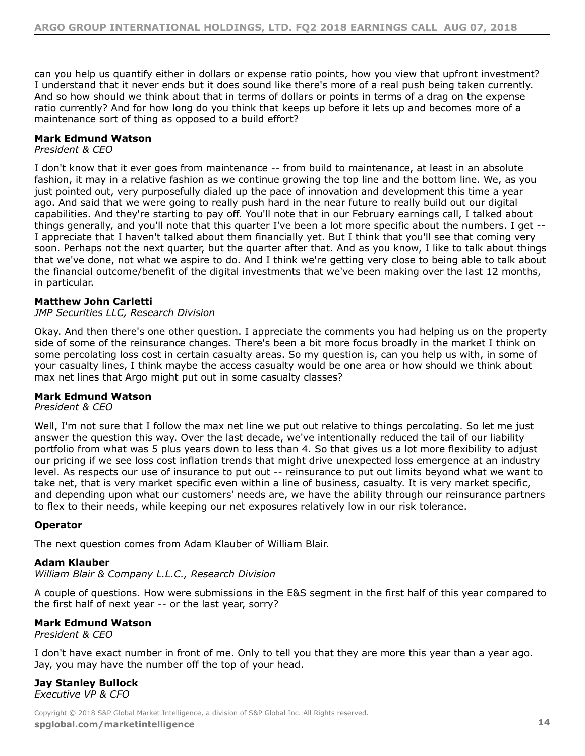can you help us quantify either in dollars or expense ratio points, how you view that upfront investment? I understand that it never ends but it does sound like there's more of a real push being taken currently. And so how should we think about that in terms of dollars or points in terms of a drag on the expense ratio currently? And for how long do you think that keeps up before it lets up and becomes more of a maintenance sort of thing as opposed to a build effort?

**Mark Edmund Watson**
*President & CEO*

I don't know that it ever goes from maintenance -- from build to maintenance, at least in an absolute fashion, it may in a relative fashion as we continue growing the top line and the bottom line. We, as you just pointed out, very purposefully dialed up the pace of innovation and development this time a year ago. And said that we were going to really push hard in the near future to really build out our digital capabilities. And they're starting to pay off. You'll note that in our February earnings call, I talked about things generally, and you'll note that this quarter I've been a lot more specific about the numbers. I get -- I appreciate that I haven't talked about them financially yet. But I think that you'll see that coming very soon. Perhaps not the next quarter, but the quarter after that. And as you know, I like to talk about things that we've done, not what we aspire to do. And I think we're getting very close to being able to talk about the financial outcome/benefit of the digital investments that we've been making over the last 12 months, in particular.

**Matthew John Carletti**
*JMP Securities LLC, Research Division*

Okay. And then there's one other question. I appreciate the comments you had helping us on the property side of some of the reinsurance changes. There's been a bit more focus broadly in the market I think on some percolating loss cost in certain casualty areas. So my question is, can you help us with, in some of your casualty lines, I think maybe the access casualty would be one area or how should we think about max net lines that Argo might put out in some casualty classes?

**Mark Edmund Watson**
*President & CEO*

Well, I'm not sure that I follow the max net line we put out relative to things percolating. So let me just answer the question this way. Over the last decade, we've intentionally reduced the tail of our liability portfolio from what was 5 plus years down to less than 4. So that gives us a lot more flexibility to adjust our pricing if we see loss cost inflation trends that might drive unexpected loss emergence at an industry level. As respects our use of insurance to put out -- reinsurance to put out limits beyond what we want to take net, that is very market specific even within a line of business, casualty. It is very market specific, and depending upon what our customers' needs are, we have the ability through our reinsurance partners to flex to their needs, while keeping our net exposures relatively low in our risk tolerance.

**Operator**

The next question comes from Adam Klauber of William Blair.

**Adam Klauber**
*William Blair & Company L.L.C., Research Division*

A couple of questions. How were submissions in the E&S segment in the first half of this year compared to the first half of next year -- or the last year, sorry?

**Mark Edmund Watson**
*President & CEO*

I don't have exact number in front of me. Only to tell you that they are more this year than a year ago. Jay, you may have the number off the top of your head.

**Jay Stanley Bullock**
*Executive VP & CFO*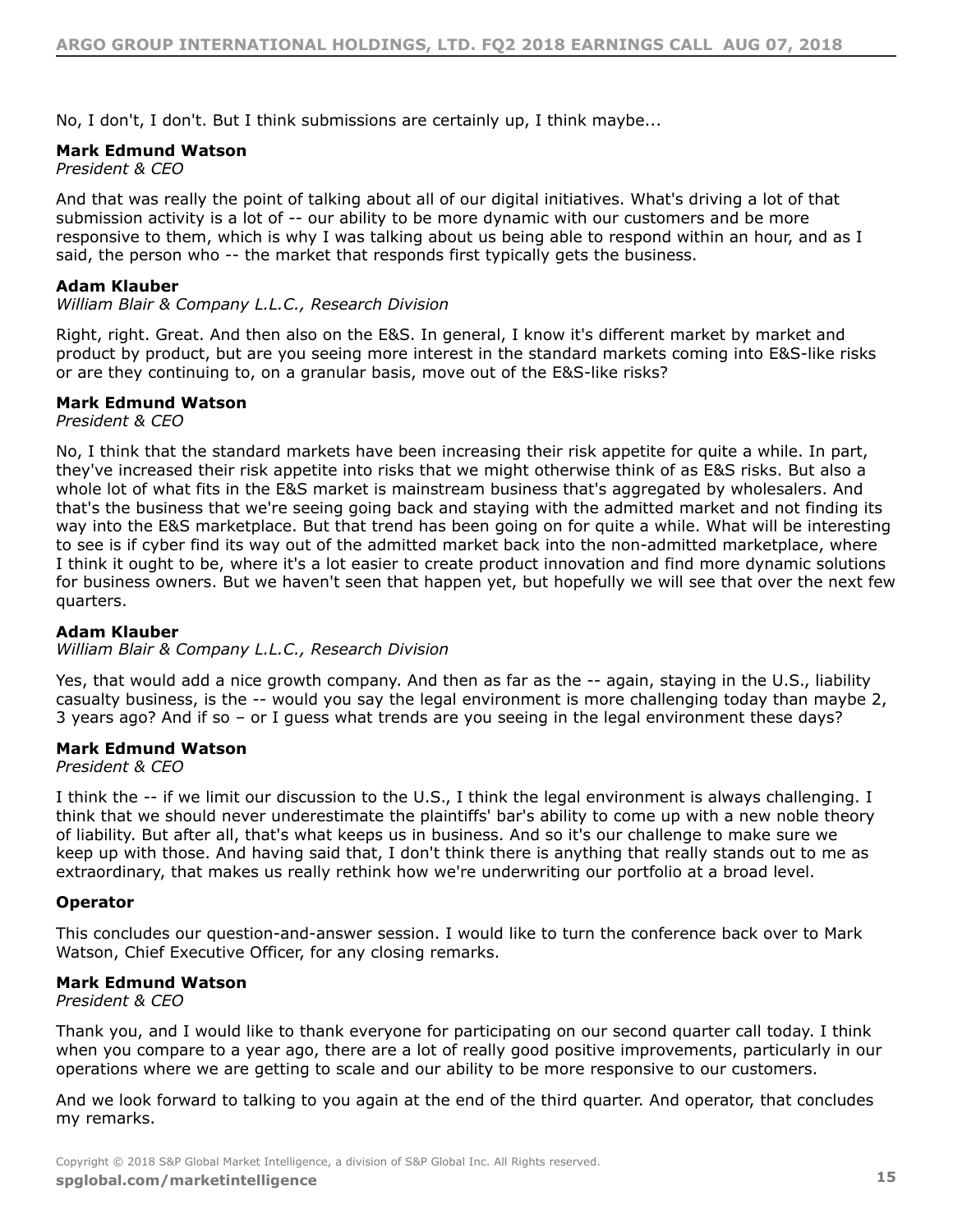No, I don't, I don't. But I think submissions are certainly up, I think maybe...

**Mark Edmund Watson**
*President & CEO*

And that was really the point of talking about all of our digital initiatives. What's driving a lot of that submission activity is a lot of -- our ability to be more dynamic with our customers and be more responsive to them, which is why I was talking about us being able to respond within an hour, and as I said, the person who -- the market that responds first typically gets the business.

**Adam Klauber**
*William Blair & Company L.L.C., Research Division*

Right, right. Great. And then also on the E&S. In general, I know it's different market by market and product by product, but are you seeing more interest in the standard markets coming into E&S-like risks or are they continuing to, on a granular basis, move out of the E&S-like risks?

**Mark Edmund Watson**
*President & CEO*

No, I think that the standard markets have been increasing their risk appetite for quite a while. In part, they've increased their risk appetite into risks that we might otherwise think of as E&S risks. But also a whole lot of what fits in the E&S market is mainstream business that's aggregated by wholesalers. And that's the business that we're seeing going back and staying with the admitted market and not finding its way into the E&S marketplace. But that trend has been going on for quite a while. What will be interesting to see is if cyber find its way out of the admitted market back into the non-admitted marketplace, where I think it ought to be, where it's a lot easier to create product innovation and find more dynamic solutions for business owners. But we haven't seen that happen yet, but hopefully we will see that over the next few quarters.

**Adam Klauber**
*William Blair & Company L.L.C., Research Division*

Yes, that would add a nice growth company. And then as far as the -- again, staying in the U.S., liability casualty business, is the -- would you say the legal environment is more challenging today than maybe 2, 3 years ago? And if so – or I guess what trends are you seeing in the legal environment these days?

**Mark Edmund Watson**
*President & CEO*

I think the -- if we limit our discussion to the U.S., I think the legal environment is always challenging. I think that we should never underestimate the plaintiffs' bar's ability to come up with a new noble theory of liability. But after all, that's what keeps us in business. And so it's our challenge to make sure we keep up with those. And having said that, I don't think there is anything that really stands out to me as extraordinary, that makes us really rethink how we're underwriting our portfolio at a broad level.

**Operator**

This concludes our question-and-answer session. I would like to turn the conference back over to Mark Watson, Chief Executive Officer, for any closing remarks.

**Mark Edmund Watson**
*President & CEO*

Thank you, and I would like to thank everyone for participating on our second quarter call today. I think when you compare to a year ago, there are a lot of really good positive improvements, particularly in our operations where we are getting to scale and our ability to be more responsive to our customers.

And we look forward to talking to you again at the end of the third quarter. And operator, that concludes my remarks.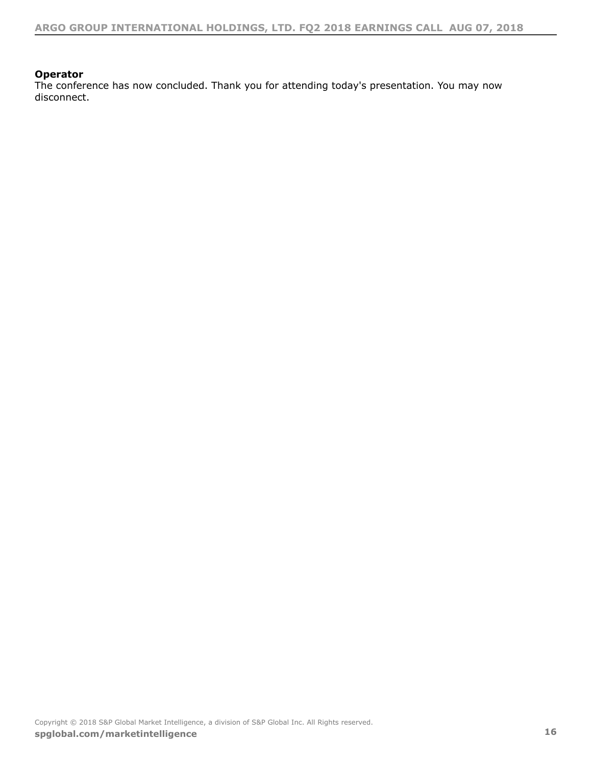**Operator**

The conference has now concluded. Thank you for attending today's presentation. You may now disconnect.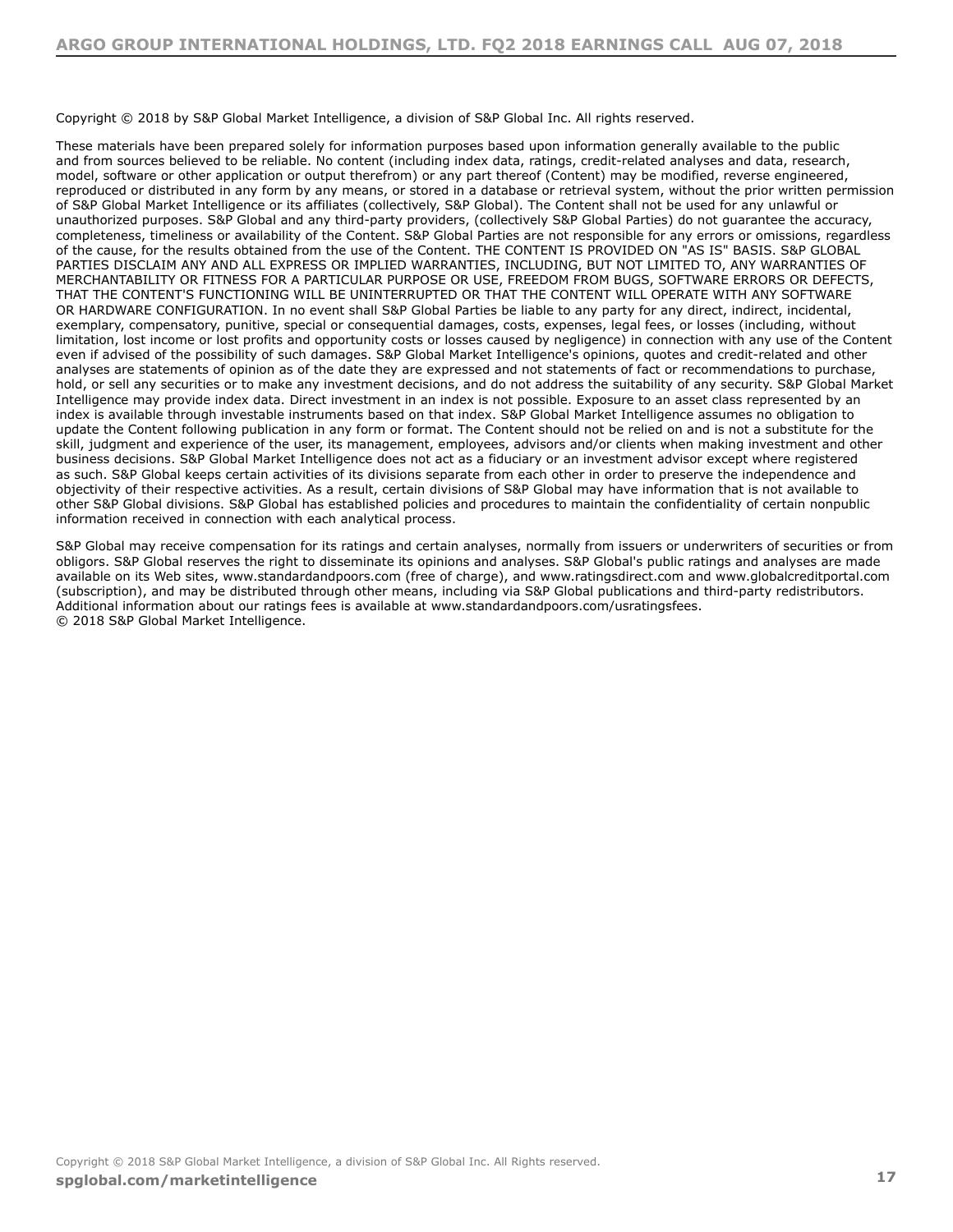Copyright © 2018 by S&P Global Market Intelligence, a division of S&P Global Inc. All rights reserved.

These materials have been prepared solely for information purposes based upon information generally available to the public and from sources believed to be reliable. No content (including index data, ratings, credit-related analyses and data, research, model, software or other application or output therefrom) or any part thereof (Content) may be modified, reverse engineered, reproduced or distributed in any form by any means, or stored in a database or retrieval system, without the prior written permission of S&P Global Market Intelligence or its affiliates (collectively, S&P Global). The Content shall not be used for any unlawful or unauthorized purposes. S&P Global and any third-party providers, (collectively S&P Global Parties) do not guarantee the accuracy, completeness, timeliness or availability of the Content. S&P Global Parties are not responsible for any errors or omissions, regardless of the cause, for the results obtained from the use of the Content. THE CONTENT IS PROVIDED ON "AS IS" BASIS. S&P GLOBAL PARTIES DISCLAIM ANY AND ALL EXPRESS OR IMPLIED WARRANTIES, INCLUDING, BUT NOT LIMITED TO, ANY WARRANTIES OF MERCHANTABILITY OR FITNESS FOR A PARTICULAR PURPOSE OR USE, FREEDOM FROM BUGS, SOFTWARE ERRORS OR DEFECTS, THAT THE CONTENT'S FUNCTIONING WILL BE UNINTERRUPTED OR THAT THE CONTENT WILL OPERATE WITH ANY SOFTWARE OR HARDWARE CONFIGURATION. In no event shall S&P Global Parties be liable to any party for any direct, indirect, incidental, exemplary, compensatory, punitive, special or consequential damages, costs, expenses, legal fees, or losses (including, without limitation, lost income or lost profits and opportunity costs or losses caused by negligence) in connection with any use of the Content even if advised of the possibility of such damages. S&P Global Market Intelligence's opinions, quotes and credit-related and other analyses are statements of opinion as of the date they are expressed and not statements of fact or recommendations to purchase, hold, or sell any securities or to make any investment decisions, and do not address the suitability of any security. S&P Global Market Intelligence may provide index data. Direct investment in an index is not possible. Exposure to an asset class represented by an index is available through investable instruments based on that index. S&P Global Market Intelligence assumes no obligation to update the Content following publication in any form or format. The Content should not be relied on and is not a substitute for the skill, judgment and experience of the user, its management, employees, advisors and/or clients when making investment and other business decisions. S&P Global Market Intelligence does not act as a fiduciary or an investment advisor except where registered as such. S&P Global keeps certain activities of its divisions separate from each other in order to preserve the independence and objectivity of their respective activities. As a result, certain divisions of S&P Global may have information that is not available to other S&P Global divisions. S&P Global has established policies and procedures to maintain the confidentiality of certain nonpublic information received in connection with each analytical process.

S&P Global may receive compensation for its ratings and certain analyses, normally from issuers or underwriters of securities or from obligors. S&P Global reserves the right to disseminate its opinions and analyses. S&P Global's public ratings and analyses are made available on its Web sites, www.standardandpoors.com (free of charge), and www.ratingsdirect.com and www.globalcreditportal.com (subscription), and may be distributed through other means, including via S&P Global publications and third-party redistributors. Additional information about our ratings fees is available at www.standardandpoors.com/usratingsfees.
© 2018 S&P Global Market Intelligence.